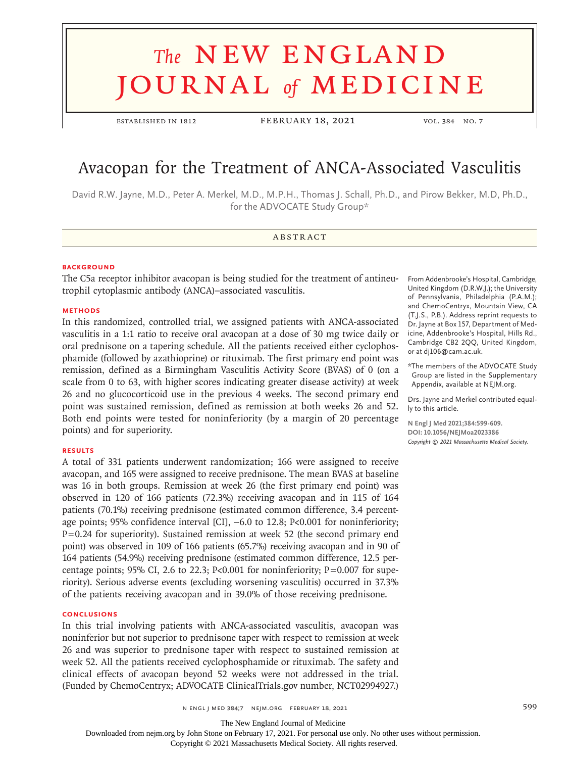# The NEW ENGLAND JOURNAL of MEDICINE

ESTABLISHED IN 1812 — FEBRUARY 18, 2021 — VOL. 384 NO. 7

## Avacopan for the Treatment of ANCA-Associated Vasculitis

David R.W. Jayne, M.D., Peter A. Merkel, M.D., M.P.H., Thomas J. Schall, Ph.D., and Pirow Bekker, M.D, Ph.D., for the ADVOCATE Study Group*

### ABSTRACT

#### BACKGROUND

The C5a receptor inhibitor avacopan is being studied for the treatment of antineutrophil cytoplasmic antibody (ANCA)–associated vasculitis.

#### METHODS

In this randomized, controlled trial, we assigned patients with ANCA-associated vasculitis in a 1:1 ratio to receive oral avacopan at a dose of 30 mg twice daily or oral prednisone on a tapering schedule. All the patients received either cyclophosphamide (followed by azathioprine) or rituximab. The first primary end point was remission, defined as a Birmingham Vasculitis Activity Score (BVAS) of 0 (on a scale from 0 to 63, with higher scores indicating greater disease activity) at week 26 and no glucocorticoid use in the previous 4 weeks. The second primary end point was sustained remission, defined as remission at both weeks 26 and 52. Both end points were tested for noninferiority (by a margin of 20 percentage points) and for superiority.

#### RESULTS

A total of 331 patients underwent randomization; 166 were assigned to receive avacopan, and 165 were assigned to receive prednisone. The mean BVAS at baseline was 16 in both groups. Remission at week 26 (the first primary end point) was observed in 120 of 166 patients (72.3%) receiving avacopan and in 115 of 164 patients (70.1%) receiving prednisone (estimated common difference, 3.4 percentage points; 95% confidence interval [CI], −6.0 to 12.8; P<0.001 for noninferiority; P=0.24 for superiority). Sustained remission at week 52 (the second primary end point) was observed in 109 of 166 patients (65.7%) receiving avacopan and in 90 of 164 patients (54.9%) receiving prednisone (estimated common difference, 12.5 percentage points; 95% CI, 2.6 to 22.3; P<0.001 for noninferiority; P=0.007 for superiority). Serious adverse events (excluding worsening vasculitis) occurred in 37.3% of the patients receiving avacopan and in 39.0% of those receiving prednisone.

#### CONCLUSIONS

In this trial involving patients with ANCA-associated vasculitis, avacopan was noninferior but not superior to prednisone taper with respect to remission at week 26 and was superior to prednisone taper with respect to sustained remission at week 52. All the patients received cyclophosphamide or rituximab. The safety and clinical effects of avacopan beyond 52 weeks were not addressed in the trial. (Funded by ChemoCentryx; ADVOCATE ClinicalTrials.gov number, NCT02994927.)

From Addenbrooke's Hospital, Cambridge, United Kingdom (D.R.W.J.); the University of Pennsylvania, Philadelphia (P.A.M.); and ChemoCentryx, Mountain View, CA (T.J.S., P.B.). Address reprint requests to Dr. Jayne at Box 157, Department of Medicine, Addenbrooke's Hospital, Hills Rd., Cambridge CB2 2QQ, United Kingdom, or at dj106@cam.ac.uk.

*The members of the ADVOCATE Study Group are listed in the Supplementary Appendix, available at NEJM.org.

Drs. Jayne and Merkel contributed equally to this article.

**N Engl J Med 2021;384:599-609.**
**DOI: 10.1056/NEJMoa2023386**
*Copyright © 2021 Massachusetts Medical Society.*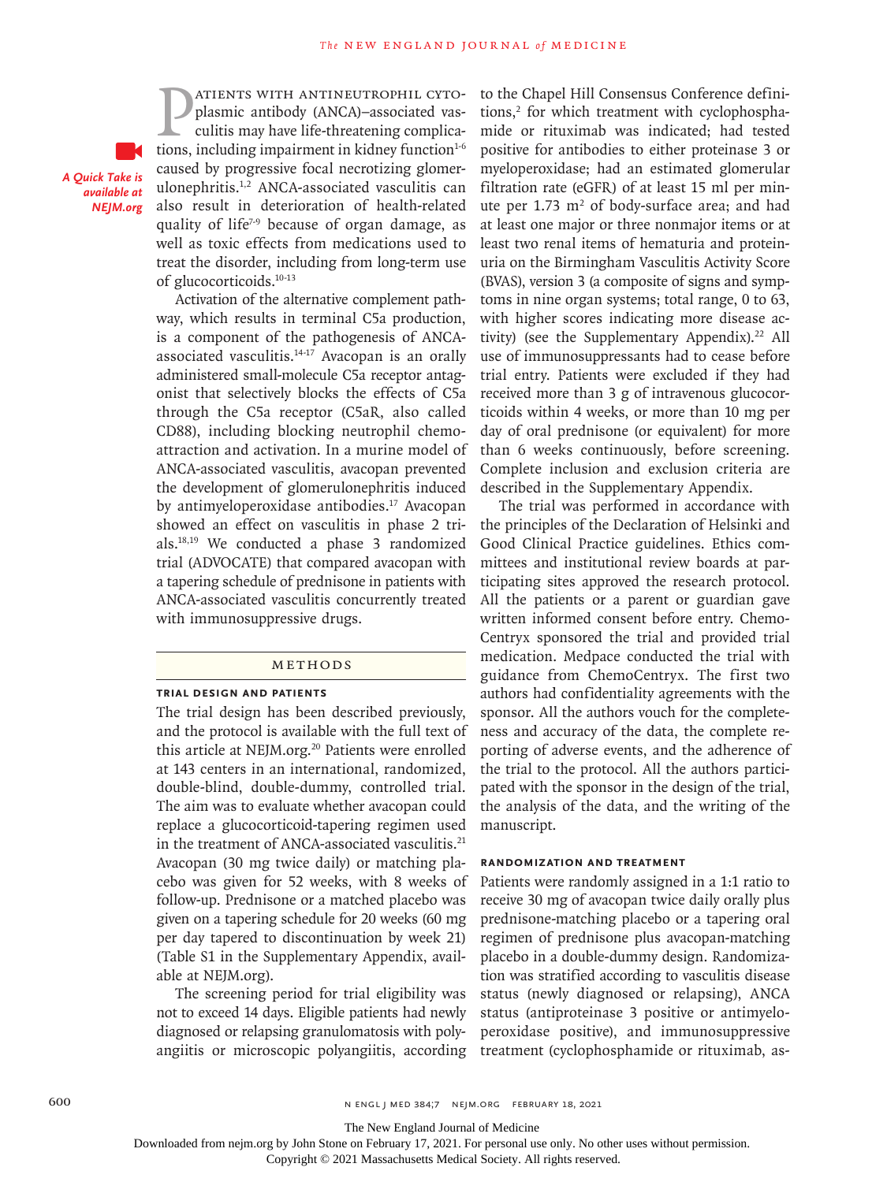Patients with antineutrophil cytoplasmic antibody (ANCA)–associated vasculitis may have life-threatening complications, including impairment in kidney function[1-6] caused by progressive focal necrotizing glomerulonephritis.[1,2] ANCA-associated vasculitis can also result in deterioration of health-related quality of life[7-9] because of organ damage, as well as toxic effects from medications used to treat the disorder, including from long-term use of glucocorticoids.[10-13]

*A Quick Take is available at NEJM.org*

Activation of the alternative complement pathway, which results in terminal C5a production, is a component of the pathogenesis of ANCA-associated vasculitis.[14-17] Avacopan is an orally administered small-molecule C5a receptor antagonist that selectively blocks the effects of C5a through the C5a receptor (C5aR, also called CD88), including blocking neutrophil chemoattraction and activation. In a murine model of ANCA-associated vasculitis, avacopan prevented the development of glomerulonephritis induced by antimyeloperoxidase antibodies.[17] Avacopan showed an effect on vasculitis in phase 2 trials.[18,19] We conducted a phase 3 randomized trial (ADVOCATE) that compared avacopan with a tapering schedule of prednisone in patients with ANCA-associated vasculitis concurrently treated with immunosuppressive drugs.

## Methods

### Trial Design and Patients

The trial design has been described previously, and the protocol is available with the full text of this article at NEJM.org.[20] Patients were enrolled at 143 centers in an international, randomized, double-blind, double-dummy, controlled trial. The aim was to evaluate whether avacopan could replace a glucocorticoid-tapering regimen used in the treatment of ANCA-associated vasculitis.[21] Avacopan (30 mg twice daily) or matching placebo was given for 52 weeks, with 8 weeks of follow-up. Prednisone or a matched placebo was given on a tapering schedule for 20 weeks (60 mg per day tapered to discontinuation by week 21) (Table S1 in the Supplementary Appendix, available at NEJM.org).

The screening period for trial eligibility was not to exceed 14 days. Eligible patients had newly diagnosed or relapsing granulomatosis with polyangiitis or microscopic polyangiitis, according to the Chapel Hill Consensus Conference definitions,[2] for which treatment with cyclophosphamide or rituximab was indicated; had tested positive for antibodies to either proteinase 3 or myeloperoxidase; had an estimated glomerular filtration rate (eGFR) of at least 15 ml per minute per 1.73 $m^2$ of body-surface area; and had at least one major or three nonmajor items or at least two renal items of hematuria and proteinuria on the Birmingham Vasculitis Activity Score (BVAS), version 3 (a composite of signs and symptoms in nine organ systems; total range, 0 to 63, with higher scores indicating more disease activity) (see the Supplementary Appendix).[22] All use of immunosuppressants had to cease before trial entry. Patients were excluded if they had received more than 3 g of intravenous glucocorticoids within 4 weeks, or more than 10 mg per day of oral prednisone (or equivalent) for more than 6 weeks continuously, before screening. Complete inclusion and exclusion criteria are described in the Supplementary Appendix.

The trial was performed in accordance with the principles of the Declaration of Helsinki and Good Clinical Practice guidelines. Ethics committees and institutional review boards at participating sites approved the research protocol. All the patients or a parent or guardian gave written informed consent before entry. ChemoCentryx sponsored the trial and provided trial medication. Medpace conducted the trial with guidance from ChemoCentryx. The first two authors had confidentiality agreements with the sponsor. All the authors vouch for the completeness and accuracy of the data, the complete reporting of adverse events, and the adherence of the trial to the protocol. All the authors participated with the sponsor in the design of the trial, the analysis of the data, and the writing of the manuscript.

### Randomization and Treatment

Patients were randomly assigned in a 1:1 ratio to receive 30 mg of avacopan twice daily orally plus prednisone-matching placebo or a tapering oral regimen of prednisone plus avacopan-matching placebo in a double-dummy design. Randomization was stratified according to vasculitis disease status (newly diagnosed or relapsing), ANCA status (antiproteinase 3 positive or antimyeloperoxidase positive), and immunosuppressive treatment (cyclophosphamide or rituximab, as-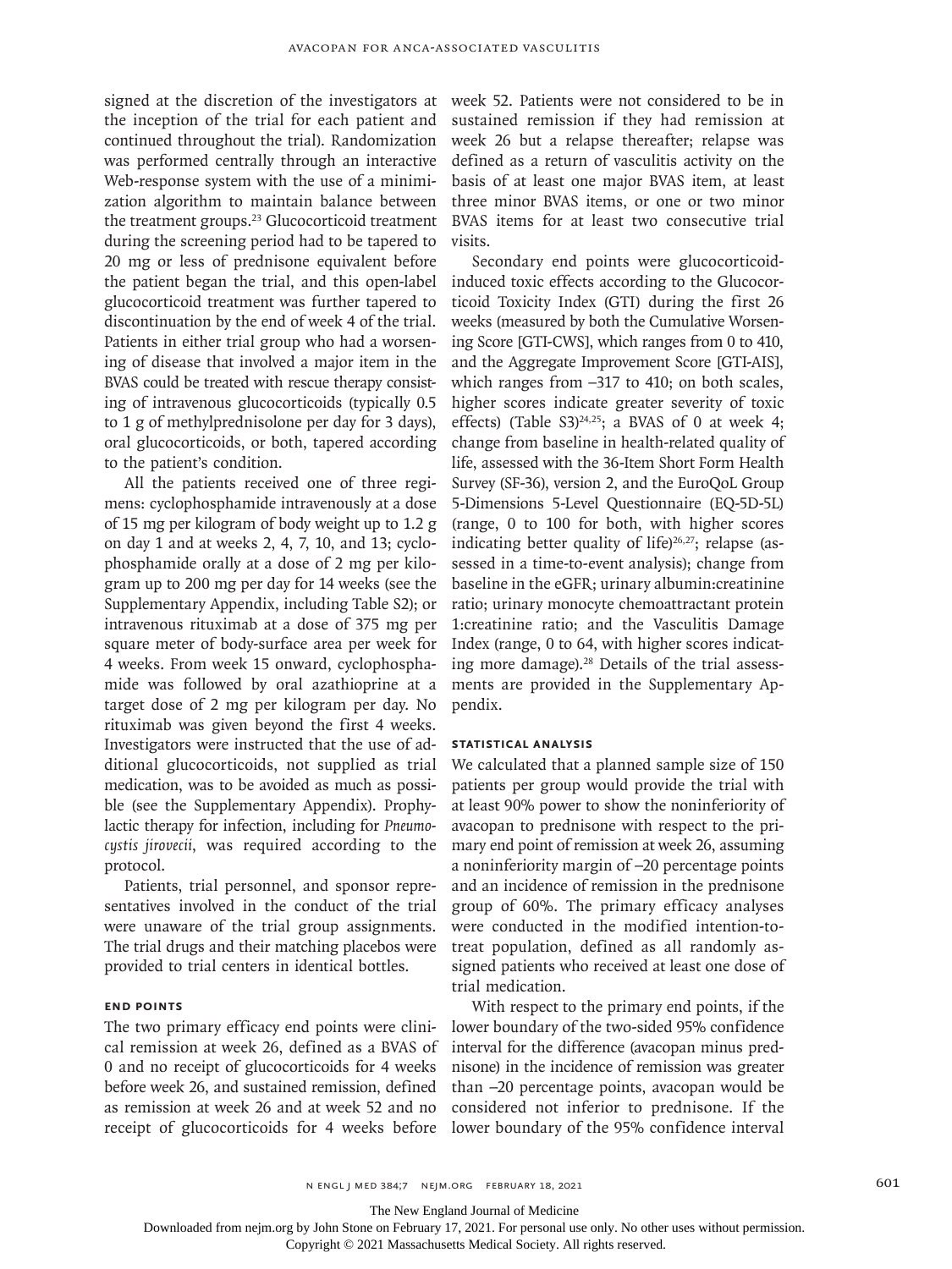signed at the discretion of the investigators at the inception of the trial for each patient and continued throughout the trial). Randomization was performed centrally through an interactive Web-response system with the use of a minimization algorithm to maintain balance between the treatment groups.[23] Glucocorticoid treatment during the screening period had to be tapered to 20 mg or less of prednisone equivalent before the patient began the trial, and this open-label glucocorticoid treatment was further tapered to discontinuation by the end of week 4 of the trial. Patients in either trial group who had a worsening of disease that involved a major item in the BVAS could be treated with rescue therapy consisting of intravenous glucocorticoids (typically 0.5 to 1 g of methylprednisolone per day for 3 days), oral glucocorticoids, or both, tapered according to the patient's condition.

All the patients received one of three regimens: cyclophosphamide intravenously at a dose of 15 mg per kilogram of body weight up to 1.2 g on day 1 and at weeks 2, 4, 7, 10, and 13; cyclophosphamide orally at a dose of 2 mg per kilogram up to 200 mg per day for 14 weeks (see the Supplementary Appendix, including Table S2); or intravenous rituximab at a dose of 375 mg per square meter of body-surface area per week for 4 weeks. From week 15 onward, cyclophosphamide was followed by oral azathioprine at a target dose of 2 mg per kilogram per day. No rituximab was given beyond the first 4 weeks. Investigators were instructed that the use of additional glucocorticoids, not supplied as trial medication, was to be avoided as much as possible (see the Supplementary Appendix). Prophylactic therapy for infection, including for *Pneumocystis jirovecii*, was required according to the protocol.

Patients, trial personnel, and sponsor representatives involved in the conduct of the trial were unaware of the trial group assignments. The trial drugs and their matching placebos were provided to trial centers in identical bottles.

### End Points

The two primary efficacy end points were clinical remission at week 26, defined as a BVAS of 0 and no receipt of glucocorticoids for 4 weeks before week 26, and sustained remission, defined as remission at week 26 and at week 52 and no receipt of glucocorticoids for 4 weeks before week 52. Patients were not considered to be in sustained remission if they had remission at week 26 but a relapse thereafter; relapse was defined as a return of vasculitis activity on the basis of at least one major BVAS item, at least three minor BVAS items, or one or two minor BVAS items for at least two consecutive trial visits.

Secondary end points were glucocorticoid-induced toxic effects according to the Glucocorticoid Toxicity Index (GTI) during the first 26 weeks (measured by both the Cumulative Worsening Score [GTI-CWS], which ranges from 0 to 410, and the Aggregate Improvement Score [GTI-AIS], which ranges from −317 to 410; on both scales, higher scores indicate greater severity of toxic effects) (Table S3)[24,25]; a BVAS of 0 at week 4; change from baseline in health-related quality of life, assessed with the 36-Item Short Form Health Survey (SF-36), version 2, and the EuroQoL Group 5-Dimensions 5-Level Questionnaire (EQ-5D-5L) (range, 0 to 100 for both, with higher scores indicating better quality of life)[26,27]; relapse (assessed in a time-to-event analysis); change from baseline in the eGFR; urinary albumin:creatinine ratio; urinary monocyte chemoattractant protein 1:creatinine ratio; and the Vasculitis Damage Index (range, 0 to 64, with higher scores indicating more damage).[28] Details of the trial assessments are provided in the Supplementary Appendix.

### Statistical Analysis

We calculated that a planned sample size of 150 patients per group would provide the trial with at least 90% power to show the noninferiority of avacopan to prednisone with respect to the primary end point of remission at week 26, assuming a noninferiority margin of −20 percentage points and an incidence of remission in the prednisone group of 60%. The primary efficacy analyses were conducted in the modified intention-to-treat population, defined as all randomly assigned patients who received at least one dose of trial medication.

With respect to the primary end points, if the lower boundary of the two-sided 95% confidence interval for the difference (avacopan minus prednisone) in the incidence of remission was greater than −20 percentage points, avacopan would be considered not inferior to prednisone. If the lower boundary of the 95% confidence interval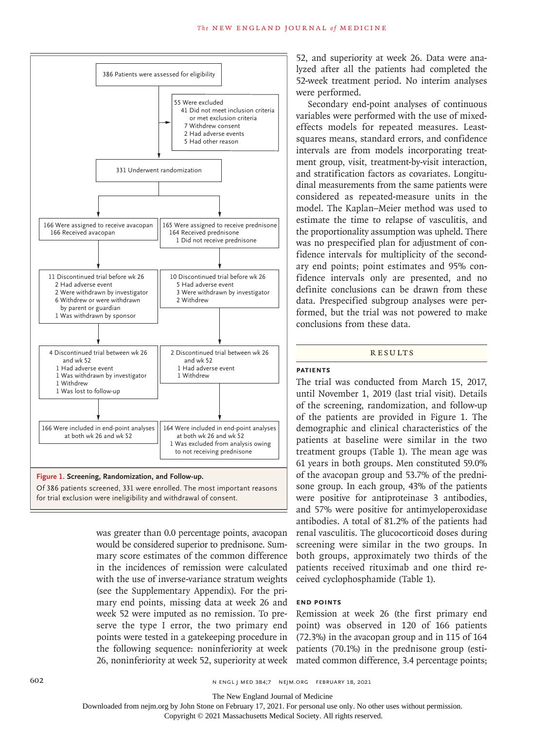386 Patients were assessed for eligibility

55 Were excluded
41 Did not meet inclusion criteria or met exclusion criteria
7 Withdrew consent
2 Had adverse events
5 Had other reason

331 Underwent randomization

166 Were assigned to receive avacopan
166 Received avacopan

165 Were assigned to receive prednisone
164 Received prednisone
1 Did not receive prednisone

11 Discontinued trial before wk 26
2 Had adverse event
2 Were withdrawn by investigator
6 Withdrew or were withdrawn by parent or guardian
1 Was withdrawn by sponsor

10 Discontinued trial before wk 26
5 Had adverse event
3 Were withdrawn by investigator
2 Withdrew

4 Discontinued trial between wk 26 and wk 52
1 Had adverse event
1 Was withdrawn by investigator
1 Withdrew
1 Was lost to follow-up

2 Discontinued trial between wk 26 and wk 52
1 Had adverse event
1 Withdrew

166 Were included in end-point analyses at both wk 26 and wk 52

164 Were included in end-point analyses at both wk 26 and wk 52
1 Was excluded from analysis owing to not receiving prednisone

**Figure 1. Screening, Randomization, and Follow-up.**

Of 386 patients screened, 331 were enrolled. The most important reasons for trial exclusion were ineligibility and withdrawal of consent.

was greater than 0.0 percentage points, avacopan would be considered superior to prednisone. Summary score estimates of the common difference in the incidences of remission were calculated with the use of inverse-variance stratum weights (see the Supplementary Appendix). For the primary end points, missing data at week 26 and week 52 were imputed as no remission. To preserve the type I error, the two primary end points were tested in a gatekeeping procedure in the following sequence: noninferiority at week 26, noninferiority at week 52, superiority at week 52, and superiority at week 26. Data were analyzed after all the patients had completed the 52-week treatment period. No interim analyses were performed.

Secondary end-point analyses of continuous variables were performed with the use of mixed-effects models for repeated measures. Least-squares means, standard errors, and confidence intervals are from models incorporating treatment group, visit, treatment-by-visit interaction, and stratification factors as covariates. Longitudinal measurements from the same patients were considered as repeated-measure units in the model. The Kaplan–Meier method was used to estimate the time to relapse of vasculitis, and the proportionality assumption was upheld. There was no prespecified plan for adjustment of confidence intervals for multiplicity of the secondary end points; point estimates and 95% confidence intervals only are presented, and no definite conclusions can be drawn from these data. Prespecified subgroup analyses were performed, but the trial was not powered to make conclusions from these data.

## Results

### Patients

The trial was conducted from March 15, 2017, until November 1, 2019 (last trial visit). Details of the screening, randomization, and follow-up of the patients are provided in Figure 1. The demographic and clinical characteristics of the patients at baseline were similar in the two treatment groups (Table 1). The mean age was 61 years in both groups. Men constituted 59.0% of the avacopan group and 53.7% of the prednisone group. In each group, 43% of the patients were positive for antiproteinase 3 antibodies, and 57% were positive for antimyeloperoxidase antibodies. A total of 81.2% of the patients had renal vasculitis. The glucocorticoid doses during screening were similar in the two groups. In both groups, approximately two thirds of the patients received rituximab and one third received cyclophosphamide (Table 1).

### End Points

Remission at week 26 (the first primary end point) was observed in 120 of 166 patients (72.3%) in the avacopan group and in 115 of 164 patients (70.1%) in the prednisone group (estimated common difference, 3.4 percentage points;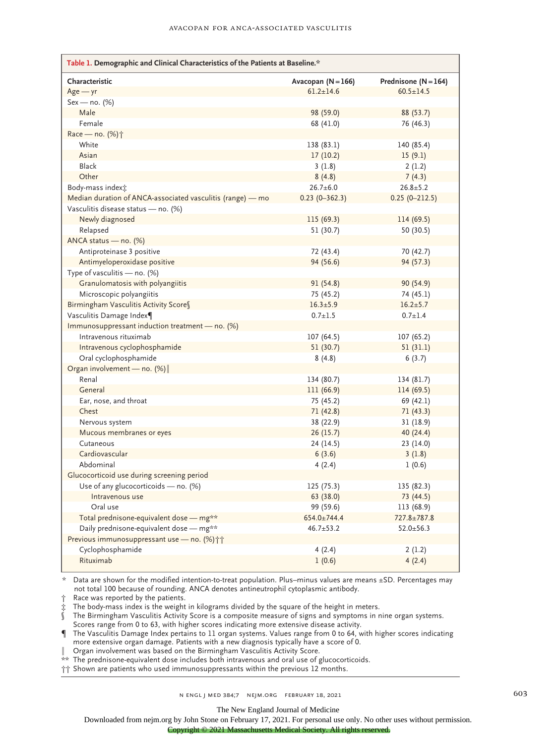**Table 1. Demographic and Clinical Characteristics of the Patients at Baseline.***

| Characteristic | Avacopan (N=166) | Prednisone (N=164) |
|---|---|---|
| Age — yr | 61.2±14.6 | 60.5±14.5 |
| Sex — no. (%) | | |
| Male | 98 (59.0) | 88 (53.7) |
| Female | 68 (41.0) | 76 (46.3) |
| Race — no. (%)† | | |
| White | 138 (83.1) | 140 (85.4) |
| Asian | 17 (10.2) | 15 (9.1) |
| Black | 3 (1.8) | 2 (1.2) |
| Other | 8 (4.8) | 7 (4.3) |
| Body-mass index‡ | 26.7±6.0 | 26.8±5.2 |
| Median duration of ANCA-associated vasculitis (range) — mo | 0.23 (0–362.3) | 0.25 (0–212.5) |
| Vasculitis disease status — no. (%) | | |
| Newly diagnosed | 115 (69.3) | 114 (69.5) |
| Relapsed | 51 (30.7) | 50 (30.5) |
| ANCA status — no. (%) | | |
| Antiproteinase 3 positive | 72 (43.4) | 70 (42.7) |
| Antimyeloperoxidase positive | 94 (56.6) | 94 (57.3) |
| Type of vasculitis — no. (%) | | |
| Granulomatosis with polyangiitis | 91 (54.8) | 90 (54.9) |
| Microscopic polyangiitis | 75 (45.2) | 74 (45.1) |
| Birmingham Vasculitis Activity Score§ | 16.3±5.9 | 16.2±5.7 |
| Vasculitis Damage Index¶ | 0.7±1.5 | 0.7±1.4 |
| Immunosuppressant induction treatment — no. (%) | | |
| Intravenous rituximab | 107 (64.5) | 107 (65.2) |
| Intravenous cyclophosphamide | 51 (30.7) | 51 (31.1) |
| Oral cyclophosphamide | 8 (4.8) | 6 (3.7) |
| Organ involvement — no. (%)‖ | | |
| Renal | 134 (80.7) | 134 (81.7) |
| General | 111 (66.9) | 114 (69.5) |
| Ear, nose, and throat | 75 (45.2) | 69 (42.1) |
| Chest | 71 (42.8) | 71 (43.3) |
| Nervous system | 38 (22.9) | 31 (18.9) |
| Mucous membranes or eyes | 26 (15.7) | 40 (24.4) |
| Cutaneous | 24 (14.5) | 23 (14.0) |
| Cardiovascular | 6 (3.6) | 3 (1.8) |
| Abdominal | 4 (2.4) | 1 (0.6) |
| Glucocorticoid use during screening period | | |
| Use of any glucocorticoids — no. (%) | 125 (75.3) | 135 (82.3) |
| Intravenous use | 63 (38.0) | 73 (44.5) |
| Oral use | 99 (59.6) | 113 (68.9) |
| Total prednisone-equivalent dose — mg** | 654.0±744.4 | 727.8±787.8 |
| Daily prednisone-equivalent dose — mg** | 46.7±53.2 | 52.0±56.3 |
| Previous immunosuppressant use — no. (%)†† | | |
| Cyclophosphamide | 4 (2.4) | 2 (1.2) |
| Rituximab | 1 (0.6) | 4 (2.4) |

\* Data are shown for the modified intention-to-treat population. Plus–minus values are means ±SD. Percentages may not total 100 because of rounding. ANCA denotes antineutrophil cytoplasmic antibody.

† Race was reported by the patients.

‡ The body-mass index is the weight in kilograms divided by the square of the height in meters.

§ The Birmingham Vasculitis Activity Score is a composite measure of signs and symptoms in nine organ systems. Scores range from 0 to 63, with higher scores indicating more extensive disease activity.

¶ The Vasculitis Damage Index pertains to 11 organ systems. Values range from 0 to 64, with higher scores indicating more extensive organ damage. Patients with a new diagnosis typically have a score of 0.

‖ Organ involvement was based on the Birmingham Vasculitis Activity Score.

** The prednisone-equivalent dose includes both intravenous and oral use of glucocorticoids.

†† Shown are patients who used immunosuppressants within the previous 12 months.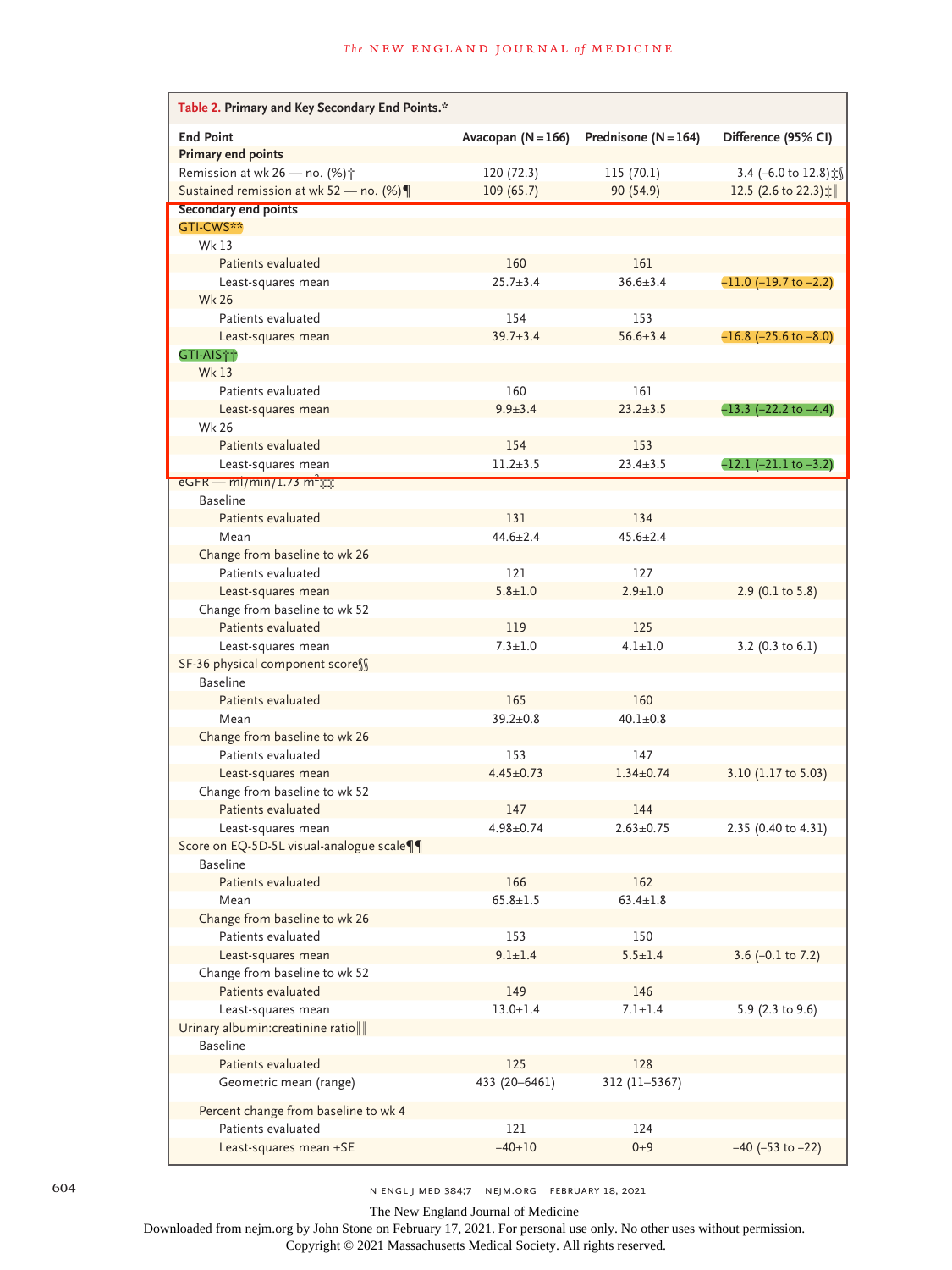**Table 2. Primary and Key Secondary End Points.***

| End Point | Avacopan (N=166) | Prednisone (N=164) | Difference (95% CI) |
|---|---|---|---|
| **Primary end points** | | | |
| Remission at wk 26 — no. (%)† | 120 (72.3) | 115 (70.1) | 3.4 (−6.0 to 12.8)‡§ |
| Sustained remission at wk 52 — no. (%)¶ | 109 (65.7) | 90 (54.9) | 12.5 (2.6 to 22.3)‡‖ |
| **Secondary end points** | | | |
| GTI-CWS** | | | |
| Wk 13 | | | |
| Patients evaluated | 160 | 161 | |
| Least-squares mean | 25.7±3.4 | 36.6±3.4 | −11.0 (−19.7 to −2.2) |
| Wk 26 | | | |
| Patients evaluated | 154 | 153 | |
| Least-squares mean | 39.7±3.4 | 56.6±3.4 | −16.8 (−25.6 to −8.0) |
| GTI-AIS†† | | | |
| Wk 13 | | | |
| Patients evaluated | 160 | 161 | |
| Least-squares mean | 9.9±3.4 | 23.2±3.5 | −13.3 (−22.2 to −4.4) |
| Wk 26 | | | |
| Patients evaluated | 154 | 153 | |
| Least-squares mean | 11.2±3.5 | 23.4±3.5 | −12.1 (−21.1 to −3.2) |
| eGFR — ml/min/1.73 m²‡‡ | | | |
| Baseline | | | |
| Patients evaluated | 131 | 134 | |
| Mean | 44.6±2.4 | 45.6±2.4 | |
| Change from baseline to wk 26 | | | |
| Patients evaluated | 121 | 127 | |
| Least-squares mean | 5.8±1.0 | 2.9±1.0 | 2.9 (0.1 to 5.8) |
| Change from baseline to wk 52 | | | |
| Patients evaluated | 119 | 125 | |
| Least-squares mean | 7.3±1.0 | 4.1±1.0 | 3.2 (0.3 to 6.1) |
| SF-36 physical component score§§ | | | |
| Baseline | | | |
| Patients evaluated | 165 | 160 | |
| Mean | 39.2±0.8 | 40.1±0.8 | |
| Change from baseline to wk 26 | | | |
| Patients evaluated | 153 | 147 | |
| Least-squares mean | 4.45±0.73 | 1.34±0.74 | 3.10 (1.17 to 5.03) |
| Change from baseline to wk 52 | | | |
| Patients evaluated | 147 | 144 | |
| Least-squares mean | 4.98±0.74 | 2.63±0.75 | 2.35 (0.40 to 4.31) |
| Score on EQ-5D-5L visual-analogue scale¶¶ | | | |
| Baseline | | | |
| Patients evaluated | 166 | 162 | |
| Mean | 65.8±1.5 | 63.4±1.8 | |
| Change from baseline to wk 26 | | | |
| Patients evaluated | 153 | 150 | |
| Least-squares mean | 9.1±1.4 | 5.5±1.4 | 3.6 (−0.1 to 7.2) |
| Change from baseline to wk 52 | | | |
| Patients evaluated | 149 | 146 | |
| Least-squares mean | 13.0±1.4 | 7.1±1.4 | 5.9 (2.3 to 9.6) |
| Urinary albumin:creatinine ratio‖‖ | | | |
| Baseline | | | |
| Patients evaluated | 125 | 128 | |
| Geometric mean (range) | 433 (20–6461) | 312 (11–5367) | |
| Percent change from baseline to wk 4 | | | |
| Patients evaluated | 121 | 124 | |
| Least-squares mean ±SE | −40±10 | 0±9 | −40 (−53 to −22) |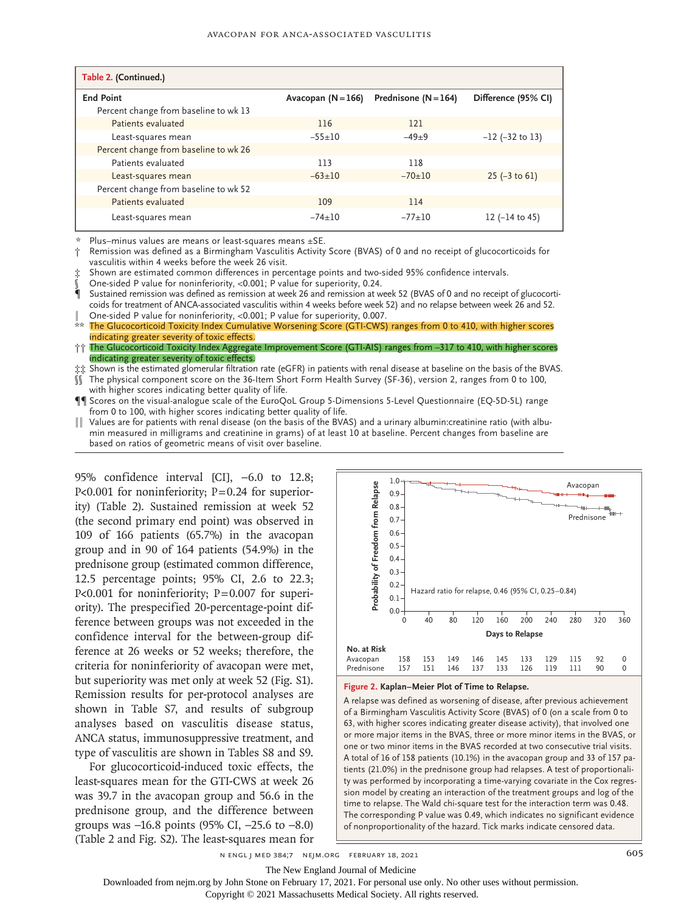**Table 2. (Continued.)**

| End Point | Avacopan (N=166) | Prednisone (N=164) | Difference (95% CI) |
|---|---|---|---|
| Percent change from baseline to wk 13 | | | |
| Patients evaluated | 116 | 121 | |
| Least-squares mean | −55±10 | −49±9 | −12 (−32 to 13) |
| Percent change from baseline to wk 26 | | | |
| Patients evaluated | 113 | 118 | |
| Least-squares mean | −63±10 | −70±10 | 25 (−3 to 61) |
| Percent change from baseline to wk 52 | | | |
| Patients evaluated | 109 | 114 | |
| Least-squares mean | −74±10 | −77±10 | 12 (−14 to 45) |

\* Plus–minus values are means or least-squares means ±SE.

† Remission was defined as a Birmingham Vasculitis Activity Score (BVAS) of 0 and no receipt of glucocorticoids for vasculitis within 4 weeks before the week 26 visit.

‡ Shown are estimated common differences in percentage points and two-sided 95% confidence intervals.

§ One-sided P value for noninferiority, <0.001; P value for superiority, 0.24.

¶ Sustained remission was defined as remission at week 26 and remission at week 52 (BVAS of 0 and no receipt of glucocorticoids for treatment of ANCA-associated vasculitis within 4 weeks before week 52) and no relapse between week 26 and 52.

‖ One-sided P value for noninferiority, <0.001; P value for superiority, 0.007.

\*\* The Glucocorticoid Toxicity Index Cumulative Worsening Score (GTI-CWS) ranges from 0 to 410, with higher scores indicating greater severity of toxic effects.

†† The Glucocorticoid Toxicity Index Aggregate Improvement Score (GTI-AIS) ranges from −317 to 410, with higher scores indicating greater severity of toxic effects.

‡‡ Shown is the estimated glomerular filtration rate (eGFR) in patients with renal disease at baseline on the basis of the BVAS.

§§ The physical component score on the 36-Item Short Form Health Survey (SF-36), version 2, ranges from 0 to 100, with higher scores indicating better quality of life.

¶¶ Scores on the visual-analogue scale of the EuroQoL Group 5-Dimensions 5-Level Questionnaire (EQ-5D-5L) range from 0 to 100, with higher scores indicating better quality of life.

‖‖ Values are for patients with renal disease (on the basis of the BVAS) and a urinary albumin:creatinine ratio (with albumin measured in milligrams and creatinine in grams) of at least 10 at baseline. Percent changes from baseline are based on ratios of geometric means of visit over baseline.

95% confidence interval [CI], −6.0 to 12.8; P<0.001 for noninferiority; P=0.24 for superiority) (Table 2). Sustained remission at week 52 (the second primary end point) was observed in 109 of 166 patients (65.7%) in the avacopan group and in 90 of 164 patients (54.9%) in the prednisone group (estimated common difference, 12.5 percentage points; 95% CI, 2.6 to 22.3; P<0.001 for noninferiority; P=0.007 for superiority). The prespecified 20-percentage-point difference between groups was not exceeded in the confidence interval for the between-group difference at 26 weeks or 52 weeks; therefore, the criteria for noninferiority of avacopan were met, but superiority was met only at week 52 (Fig. S1). Remission results for per-protocol analyses are shown in Table S7, and results of subgroup analyses based on vasculitis disease status, ANCA status, immunosuppressive treatment, and type of vasculitis are shown in Tables S8 and S9.

For glucocorticoid-induced toxic effects, the least-squares mean for the GTI-CWS at week 26 was 39.7 in the avacopan group and 56.6 in the prednisone group, and the difference between groups was −16.8 points (95% CI, −25.6 to −8.0) (Table 2 and Fig. S2). The least-squares mean for

Probability of Freedom from Relapse
1.0
0.9
0.8
0.7
0.6
0.5
0.4
0.3
0.2
0.1
0.0
Avacopan
Prednisone
Hazard ratio for relapse, 0.46 (95% CI, 0.25–0.84)
0 40 80 120 160 200 240 280 320 360
Days to Relapse

No. at Risk
Avacopan 158 153 149 146 145 133 129 115 92 0
Prednisone 157 151 146 137 133 126 119 111 90 0

**Figure 2. Kaplan–Meier Plot of Time to Relapse.**

A relapse was defined as worsening of disease, after previous achievement of a Birmingham Vasculitis Activity Score (BVAS) of 0 (on a scale from 0 to 63, with higher scores indicating greater disease activity), that involved one or more major items in the BVAS, three or more minor items in the BVAS, or one or two minor items in the BVAS recorded at two consecutive trial visits. A total of 16 of 158 patients (10.1%) in the avacopan group and 33 of 157 patients (21.0%) in the prednisone group had relapses. A test of proportionality was performed by incorporating a time-varying covariate in the Cox regression model by creating an interaction of the treatment groups and log of the time to relapse. The Wald chi-square test for the interaction term was 0.48. The corresponding P value was 0.49, which indicates no significant evidence of nonproportionality of the hazard. Tick marks indicate censored data.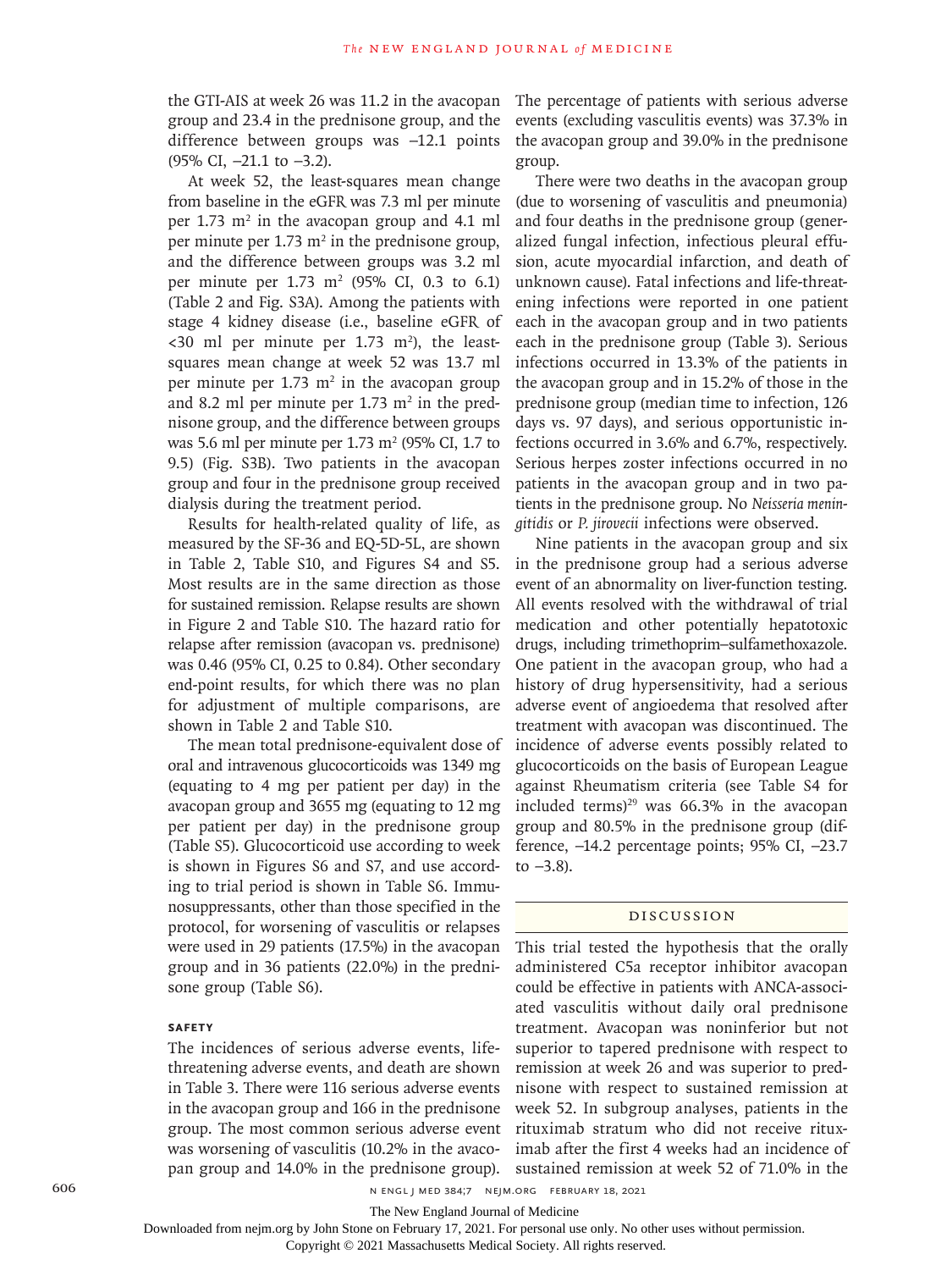the GTI-AIS at week 26 was 11.2 in the avacopan group and 23.4 in the prednisone group, and the difference between groups was −12.1 points (95% CI, −21.1 to −3.2).

At week 52, the least-squares mean change from baseline in the eGFR was 7.3 ml per minute per 1.73 $m^2$ in the avacopan group and 4.1 ml per minute per 1.73 $m^2$ in the prednisone group, and the difference between groups was 3.2 ml per minute per 1.73 $m^2$ (95% CI, 0.3 to 6.1) (Table 2 and Fig. S3A). Among the patients with stage 4 kidney disease (i.e., baseline eGFR of <30 ml per minute per 1.73 $m^2$), the least-squares mean change at week 52 was 13.7 ml per minute per 1.73 $m^2$ in the avacopan group and 8.2 ml per minute per 1.73 $m^2$ in the prednisone group, and the difference between groups was 5.6 ml per minute per 1.73 $m^2$ (95% CI, 1.7 to 9.5) (Fig. S3B). Two patients in the avacopan group and four in the prednisone group received dialysis during the treatment period.

Results for health-related quality of life, as measured by the SF-36 and EQ-5D-5L, are shown in Table 2, Table S10, and Figures S4 and S5. Most results are in the same direction as those for sustained remission. Relapse results are shown in Figure 2 and Table S10. The hazard ratio for relapse after remission (avacopan vs. prednisone) was 0.46 (95% CI, 0.25 to 0.84). Other secondary end-point results, for which there was no plan for adjustment of multiple comparisons, are shown in Table 2 and Table S10.

The mean total prednisone-equivalent dose of oral and intravenous glucocorticoids was 1349 mg (equating to 4 mg per patient per day) in the avacopan group and 3655 mg (equating to 12 mg per patient per day) in the prednisone group (Table S5). Glucocorticoid use according to week is shown in Figures S6 and S7, and use according to trial period is shown in Table S6. Immunosuppressants, other than those specified in the protocol, for worsening of vasculitis or relapses were used in 29 patients (17.5%) in the avacopan group and in 36 patients (22.0%) in the prednisone group (Table S6).

### SAFETY

The incidences of serious adverse events, life-threatening adverse events, and death are shown in Table 3. There were 116 serious adverse events in the avacopan group and 166 in the prednisone group. The most common serious adverse event was worsening of vasculitis (10.2% in the avacopan group and 14.0% in the prednisone group). The percentage of patients with serious adverse events (excluding vasculitis events) was 37.3% in the avacopan group and 39.0% in the prednisone group.

There were two deaths in the avacopan group (due to worsening of vasculitis and pneumonia) and four deaths in the prednisone group (generalized fungal infection, infectious pleural effusion, acute myocardial infarction, and death of unknown cause). Fatal infections and life-threatening infections were reported in one patient each in the avacopan group and in two patients each in the prednisone group (Table 3). Serious infections occurred in 13.3% of the patients in the avacopan group and in 15.2% of those in the prednisone group (median time to infection, 126 days vs. 97 days), and serious opportunistic infections occurred in 3.6% and 6.7%, respectively. Serious herpes zoster infections occurred in no patients in the avacopan group and in two patients in the prednisone group. No *Neisseria meningitidis* or *P. jirovecii* infections were observed.

Nine patients in the avacopan group and six in the prednisone group had a serious adverse event of an abnormality on liver-function testing. All events resolved with the withdrawal of trial medication and other potentially hepatotoxic drugs, including trimethoprim–sulfamethoxazole. One patient in the avacopan group, who had a history of drug hypersensitivity, had a serious adverse event of angioedema that resolved after treatment with avacopan was discontinued. The incidence of adverse events possibly related to glucocorticoids on the basis of European League against Rheumatism criteria (see Table S4 for included terms)[29] was 66.3% in the avacopan group and 80.5% in the prednisone group (difference, −14.2 percentage points; 95% CI, −23.7 to −3.8).

## DISCUSSION

This trial tested the hypothesis that the orally administered C5a receptor inhibitor avacopan could be effective in patients with ANCA-associated vasculitis without daily oral prednisone treatment. Avacopan was noninferior but not superior to tapered prednisone with respect to remission at week 26 and was superior to prednisone with respect to sustained remission at week 52. In subgroup analyses, patients in the rituximab stratum who did not receive rituximab after the first 4 weeks had an incidence of sustained remission at week 52 of 71.0% in the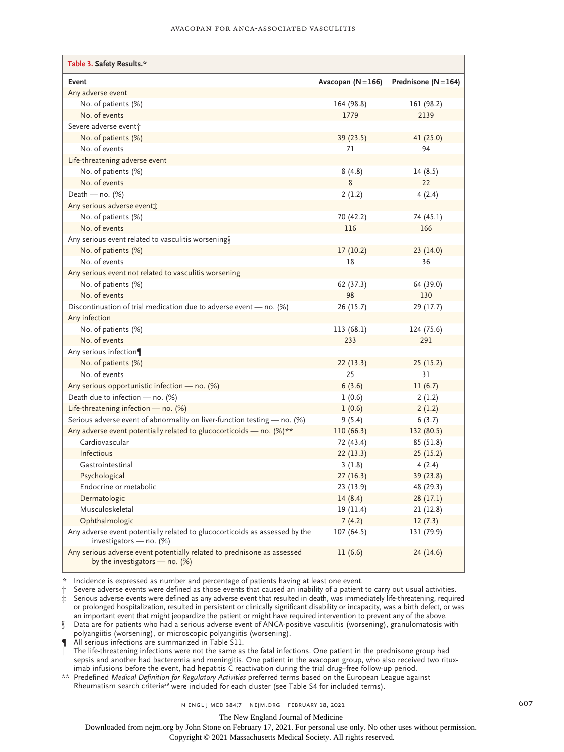**Table 3. Safety Results.***

| Event | Avacopan (N=166) | Prednisone (N=164) |
|---|---|---|
| Any adverse event | | |
| No. of patients (%) | 164 (98.8) | 161 (98.2) |
| No. of events | 1779 | 2139 |
| Severe adverse event† | | |
| No. of patients (%) | 39 (23.5) | 41 (25.0) |
| No. of events | 71 | 94 |
| Life-threatening adverse event | | |
| No. of patients (%) | 8 (4.8) | 14 (8.5) |
| No. of events | 8 | 22 |
| Death — no. (%) | 2 (1.2) | 4 (2.4) |
| Any serious adverse event‡ | | |
| No. of patients (%) | 70 (42.2) | 74 (45.1) |
| No. of events | 116 | 166 |
| Any serious event related to vasculitis worsening§ | | |
| No. of patients (%) | 17 (10.2) | 23 (14.0) |
| No. of events | 18 | 36 |
| Any serious event not related to vasculitis worsening | | |
| No. of patients (%) | 62 (37.3) | 64 (39.0) |
| No. of events | 98 | 130 |
| Discontinuation of trial medication due to adverse event — no. (%) | 26 (15.7) | 29 (17.7) |
| Any infection | | |
| No. of patients (%) | 113 (68.1) | 124 (75.6) |
| No. of events | 233 | 291 |
| Any serious infection¶ | | |
| No. of patients (%) | 22 (13.3) | 25 (15.2) |
| No. of events | 25 | 31 |
| Any serious opportunistic infection — no. (%) | 6 (3.6) | 11 (6.7) |
| Death due to infection — no. (%) | 1 (0.6) | 2 (1.2) |
| Life-threatening infection — no. (%) | 1 (0.6) | 2 (1.2) |
| Serious adverse event of abnormality on liver-function testing — no. (%) | 9 (5.4) | 6 (3.7) |
| Any adverse event potentially related to glucocorticoids — no. (%)** | 110 (66.3) | 132 (80.5) |
| Cardiovascular | 72 (43.4) | 85 (51.8) |
| Infectious | 22 (13.3) | 25 (15.2) |
| Gastrointestinal | 3 (1.8) | 4 (2.4) |
| Psychological | 27 (16.3) | 39 (23.8) |
| Endocrine or metabolic | 23 (13.9) | 48 (29.3) |
| Dermatologic | 14 (8.4) | 28 (17.1) |
| Musculoskeletal | 19 (11.4) | 21 (12.8) |
| Ophthalmologic | 7 (4.2) | 12 (7.3) |
| Any adverse event potentially related to glucocorticoids as assessed by the investigators — no. (%) | 107 (64.5) | 131 (79.9) |
| Any serious adverse event potentially related to prednisone as assessed by the investigators — no. (%) | 11 (6.6) | 24 (14.6) |

\* Incidence is expressed as number and percentage of patients having at least one event.

† Severe adverse events were defined as those events that caused an inability of a patient to carry out usual activities.

‡ Serious adverse events were defined as any adverse event that resulted in death, was immediately life-threatening, required or prolonged hospitalization, resulted in persistent or clinically significant disability or incapacity, was a birth defect, or was an important event that might jeopardize the patient or might have required intervention to prevent any of the above.

§ Data are for patients who had a serious adverse event of ANCA-positive vasculitis (worsening), granulomatosis with polyangiitis (worsening), or microscopic polyangiitis (worsening).

¶ All serious infections are summarized in Table S11.

‖ The life-threatening infections were not the same as the fatal infections. One patient in the prednisone group had sepsis and another had bacteremia and meningitis. One patient in the avacopan group, who also received two rituximab infusions before the event, had hepatitis C reactivation during the trial drug–free follow-up period.

** Predefined *Medical Definition for Regulatory Activities* preferred terms based on the European League against Rheumatism search criteria[29] were included for each cluster (see Table S4 for included terms).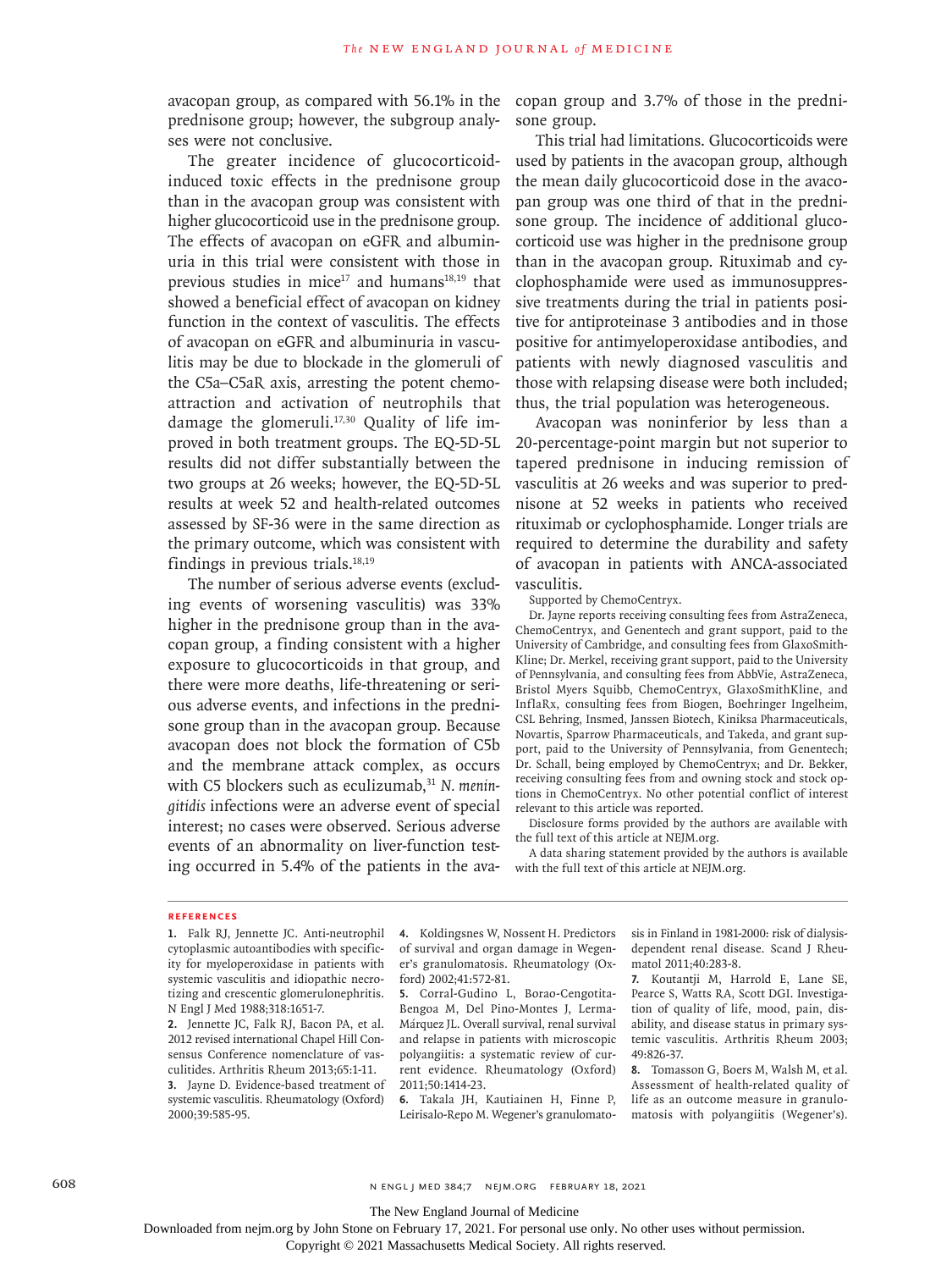avacopan group, as compared with 56.1% in the prednisone group; however, the subgroup analyses were not conclusive.

The greater incidence of glucocorticoid-induced toxic effects in the prednisone group than in the avacopan group was consistent with higher glucocorticoid use in the prednisone group. The effects of avacopan on eGFR and albuminuria in this trial were consistent with those in previous studies in mice[17] and humans[18,19] that showed a beneficial effect of avacopan on kidney function in the context of vasculitis. The effects of avacopan on eGFR and albuminuria in vasculitis may be due to blockade in the glomeruli of the C5a–C5aR axis, arresting the potent chemoattraction and activation of neutrophils that damage the glomeruli.[17,30] Quality of life improved in both treatment groups. The EQ-5D-5L results did not differ substantially between the two groups at 26 weeks; however, the EQ-5D-5L results at week 52 and health-related outcomes assessed by SF-36 were in the same direction as the primary outcome, which was consistent with findings in previous trials.[18,19]

The number of serious adverse events (excluding events of worsening vasculitis) was 33% higher in the prednisone group than in the avacopan group, a finding consistent with a higher exposure to glucocorticoids in that group, and there were more deaths, life-threatening or serious adverse events, and infections in the prednisone group than in the avacopan group. Because avacopan does not block the formation of C5b and the membrane attack complex, as occurs with C5 blockers such as eculizumab,[31] *N. meningitidis* infections were an adverse event of special interest; no cases were observed. Serious adverse events of an abnormality on liver-function testing occurred in 5.4% of the patients in the avacopan group and 3.7% of those in the prednisone group.

This trial had limitations. Glucocorticoids were used by patients in the avacopan group, although the mean daily glucocorticoid dose in the avacopan group was one third of that in the prednisone group. The incidence of additional glucocorticoid use was higher in the prednisone group than in the avacopan group. Rituximab and cyclophosphamide were used as immunosuppressive treatments during the trial in patients positive for antiproteinase 3 antibodies and in those positive for antimyeloperoxidase antibodies, and patients with newly diagnosed vasculitis and those with relapsing disease were both included; thus, the trial population was heterogeneous.

Avacopan was noninferior by less than a 20-percentage-point margin but not superior to tapered prednisone in inducing remission of vasculitis at 26 weeks and was superior to prednisone at 52 weeks in patients who received rituximab or cyclophosphamide. Longer trials are required to determine the durability and safety of avacopan in patients with ANCA-associated vasculitis.

Supported by ChemoCentryx.

Dr. Jayne reports receiving consulting fees from AstraZeneca, ChemoCentryx, and Genentech and grant support, paid to the University of Cambridge, and consulting fees from GlaxoSmithKline; Dr. Merkel, receiving grant support, paid to the University of Pennsylvania, and consulting fees from AbbVie, AstraZeneca, Bristol Myers Squibb, ChemoCentryx, GlaxoSmithKline, and InflaRx, consulting fees from Biogen, Boehringer Ingelheim, CSL Behring, Insmed, Janssen Biotech, Kiniksa Pharmaceuticals, Novartis, Sparrow Pharmaceuticals, and Takeda, and grant support, paid to the University of Pennsylvania, from Genentech; Dr. Schall, being employed by ChemoCentryx; and Dr. Bekker, receiving consulting fees from and owning stock and stock options in ChemoCentryx. No other potential conflict of interest relevant to this article was reported.

Disclosure forms provided by the authors are available with the full text of this article at NEJM.org.

A data sharing statement provided by the authors is available with the full text of this article at NEJM.org.

## References

1. Falk RJ, Jennette JC. Anti-neutrophil cytoplasmic autoantibodies with specificity for myeloperoxidase in patients with systemic vasculitis and idiopathic necrotizing and crescentic glomerulonephritis. N Engl J Med 1988;318:1651-7.
2. Jennette JC, Falk RJ, Bacon PA, et al. 2012 revised international Chapel Hill Consensus Conference nomenclature of vasculitides. Arthritis Rheum 2013;65:1-11.
3. Jayne D. Evidence-based treatment of systemic vasculitis. Rheumatology (Oxford) 2000;39:585-95.
4. Koldingsnes W, Nossent H. Predictors of survival and organ damage in Wegener's granulomatosis. Rheumatology (Oxford) 2002;41:572-81.
5. Corral-Gudino L, Borao-Cengotita-Bengoa M, Del Pino-Montes J, Lerma-Márquez JL. Overall survival, renal survival and relapse in patients with microscopic polyangiitis: a systematic review of current evidence. Rheumatology (Oxford) 2011;50:1414-23.
6. Takala JH, Kautiainen H, Finne P, Leirisalo-Repo M. Wegener's granulomatosis in Finland in 1981-2000: risk of dialysis-dependent renal disease. Scand J Rheumatol 2011;40:283-8.
7. Koutantji M, Harrold E, Lane SE, Pearce S, Watts RA, Scott DGI. Investigation of quality of life, mood, pain, disability, and disease status in primary systemic vasculitis. Arthritis Rheum 2003;49:826-37.
8. Tomasson G, Boers M, Walsh M, et al. Assessment of health-related quality of life as an outcome measure in granulomatosis with polyangiitis (Wegener's).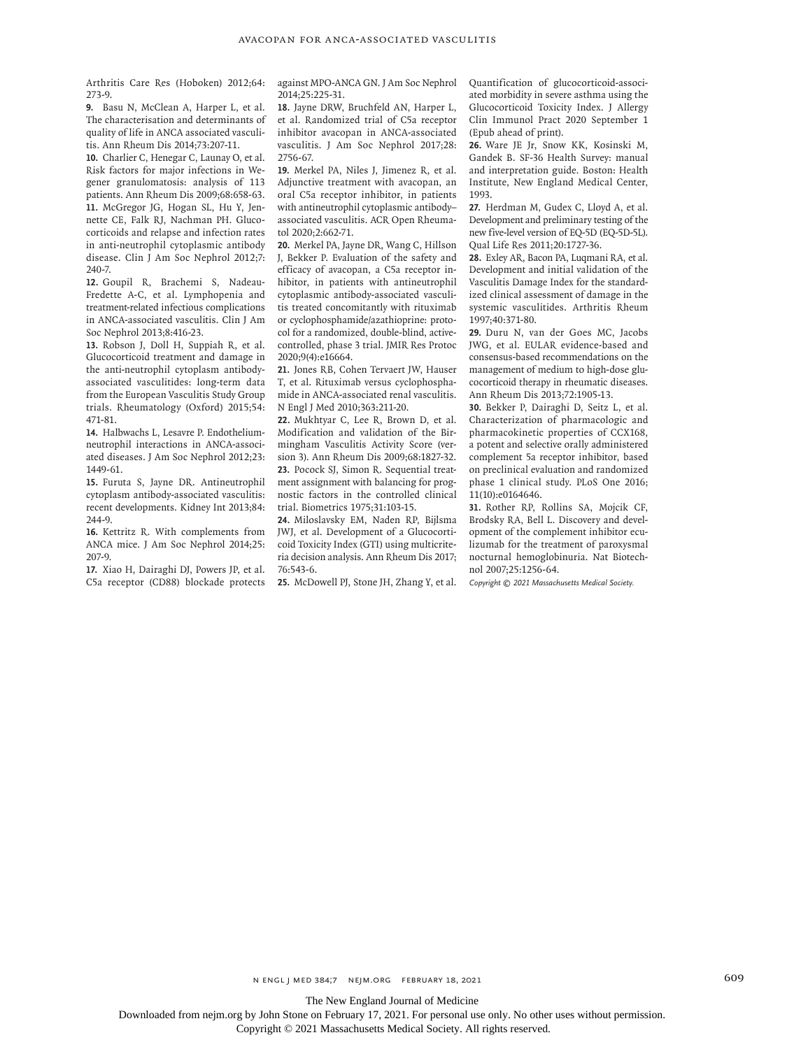Arthritis Care Res (Hoboken) 2012;64: 273-9.

**9.** Basu N, McClean A, Harper L, et al. The characterisation and determinants of quality of life in ANCA associated vasculitis. Ann Rheum Dis 2014;73:207-11.

**10.** Charlier C, Henegar C, Launay O, et al. Risk factors for major infections in Wegener granulomatosis: analysis of 113 patients. Ann Rheum Dis 2009;68:658-63.

**11.** McGregor JG, Hogan SL, Hu Y, Jennette CE, Falk RJ, Nachman PH. Glucocorticoids and relapse and infection rates in anti-neutrophil cytoplasmic antibody disease. Clin J Am Soc Nephrol 2012;7: 240-7.

**12.** Goupil R, Brachemi S, Nadeau-Fredette A-C, et al. Lymphopenia and treatment-related infectious complications in ANCA-associated vasculitis. Clin J Am Soc Nephrol 2013;8:416-23.

**13.** Robson J, Doll H, Suppiah R, et al. Glucocorticoid treatment and damage in the anti-neutrophil cytoplasm antibody-associated vasculitides: long-term data from the European Vasculitis Study Group trials. Rheumatology (Oxford) 2015;54: 471-81.

**14.** Halbwachs L, Lesavre P. Endothelium-neutrophil interactions in ANCA-associated diseases. J Am Soc Nephrol 2012;23: 1449-61.

**15.** Furuta S, Jayne DR. Antineutrophil cytoplasm antibody-associated vasculitis: recent developments. Kidney Int 2013;84: 244-9.

**16.** Kettritz R. With complements from ANCA mice. J Am Soc Nephrol 2014;25: 207-9.

**17.** Xiao H, Dairaghi DJ, Powers JP, et al. C5a receptor (CD88) blockade protects against MPO-ANCA GN. J Am Soc Nephrol 2014;25:225-31.

**18.** Jayne DRW, Bruchfeld AN, Harper L, et al. Randomized trial of C5a receptor inhibitor avacopan in ANCA-associated vasculitis. J Am Soc Nephrol 2017;28: 2756-67.

**19.** Merkel PA, Niles J, Jimenez R, et al. Adjunctive treatment with avacopan, an oral C5a receptor inhibitor, in patients with antineutrophil cytoplasmic antibody–associated vasculitis. ACR Open Rheumatol 2020;2:662-71.

**20.** Merkel PA, Jayne DR, Wang C, Hillson J, Bekker P. Evaluation of the safety and efficacy of avacopan, a C5a receptor inhibitor, in patients with antineutrophil cytoplasmic antibody-associated vasculitis treated concomitantly with rituximab or cyclophosphamide/azathioprine: protocol for a randomized, double-blind, active-controlled, phase 3 trial. JMIR Res Protoc 2020;9(4):e16664.

**21.** Jones RB, Cohen Tervaert JW, Hauser T, et al. Rituximab versus cyclophosphamide in ANCA-associated renal vasculitis. N Engl J Med 2010;363:211-20.

**22.** Mukhtyar C, Lee R, Brown D, et al. Modification and validation of the Birmingham Vasculitis Activity Score (version 3). Ann Rheum Dis 2009;68:1827-32.

**23.** Pocock SJ, Simon R. Sequential treatment assignment with balancing for prognostic factors in the controlled clinical trial. Biometrics 1975;31:103-15.

**24.** Miloslavsky EM, Naden RP, Bijlsma JWJ, et al. Development of a Glucocorticoid Toxicity Index (GTI) using multicriteria decision analysis. Ann Rheum Dis 2017; 76:543-6.

**25.** McDowell PJ, Stone JH, Zhang Y, et al. Quantification of glucocorticoid-associated morbidity in severe asthma using the Glucocorticoid Toxicity Index. J Allergy Clin Immunol Pract 2020 September 1 (Epub ahead of print).

**26.** Ware JE Jr, Snow KK, Kosinski M, Gandek B. SF-36 Health Survey: manual and interpretation guide. Boston: Health Institute, New England Medical Center, 1993.

**27.** Herdman M, Gudex C, Lloyd A, et al. Development and preliminary testing of the new five-level version of EQ-5D (EQ-5D-5L). Qual Life Res 2011;20:1727-36.

**28.** Exley AR, Bacon PA, Luqmani RA, et al. Development and initial validation of the Vasculitis Damage Index for the standardized clinical assessment of damage in the systemic vasculitides. Arthritis Rheum 1997;40:371-80.

**29.** Duru N, van der Goes MC, Jacobs JWG, et al. EULAR evidence-based and consensus-based recommendations on the management of medium to high-dose glucocorticoid therapy in rheumatic diseases. Ann Rheum Dis 2013;72:1905-13.

**30.** Bekker P, Dairaghi D, Seitz L, et al. Characterization of pharmacologic and pharmacokinetic properties of CCX168, a potent and selective orally administered complement 5a receptor inhibitor, based on preclinical evaluation and randomized phase 1 clinical study. PLoS One 2016; 11(10):e0164646.

**31.** Rother RP, Rollins SA, Mojcik CF, Brodsky RA, Bell L. Discovery and development of the complement inhibitor eculizumab for the treatment of paroxysmal nocturnal hemoglobinuria. Nat Biotechnol 2007;25:1256-64.

*Copyright © 2021 Massachusetts Medical Society.*